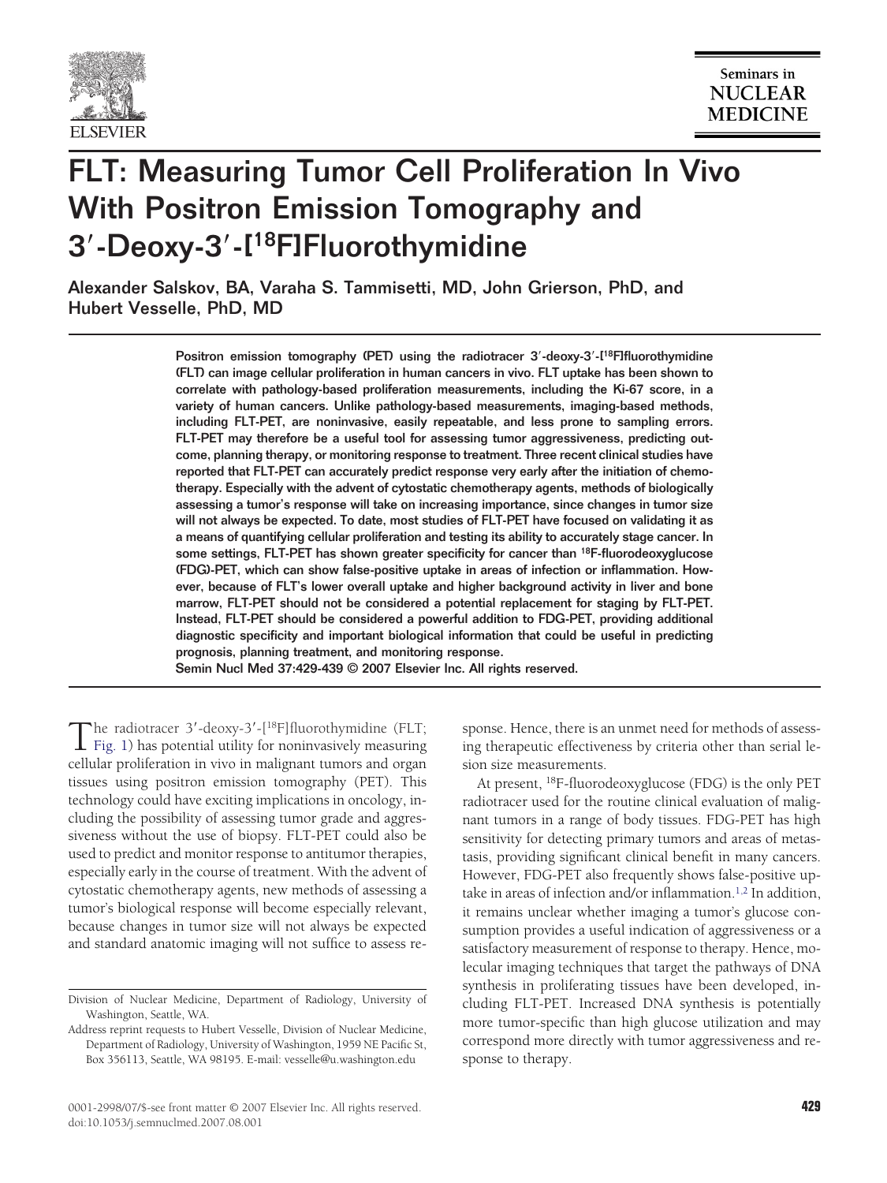# FLT: Measuring Tumor Cell Proliferation In Vivo With Positron Emission Tomography and 3′-Deoxy-3′-[$^{18}$F]Fluorothymidine

Alexander Salskov, BA, Varaha S. Tammisetti, MD, John Grierson, PhD, and Hubert Vesselle, PhD, MD

**Positron emission tomography (PET) using the radiotracer 3′-deoxy-3′-[$^{18}$F]fluorothymidine (FLT) can image cellular proliferation in human cancers in vivo. FLT uptake has been shown to correlate with pathology-based proliferation measurements, including the Ki-67 score, in a variety of human cancers. Unlike pathology-based measurements, imaging-based methods, including FLT-PET, are noninvasive, easily repeatable, and less prone to sampling errors. FLT-PET may therefore be a useful tool for assessing tumor aggressiveness, predicting outcome, planning therapy, or monitoring response to treatment. Three recent clinical studies have reported that FLT-PET can accurately predict response very early after the initiation of chemotherapy. Especially with the advent of cytostatic chemotherapy agents, methods of biologically assessing a tumor's response will take on increasing importance, since changes in tumor size will not always be expected. To date, most studies of FLT-PET have focused on validating it as a means of quantifying cellular proliferation and testing its ability to accurately stage cancer. In some settings, FLT-PET has shown greater specificity for cancer than $^{18}$F-fluorodeoxyglucose (FDG)-PET, which can show false-positive uptake in areas of infection or inflammation. However, because of FLT's lower overall uptake and higher background activity in liver and bone marrow, FLT-PET should not be considered a potential replacement for staging by FLT-PET. Instead, FLT-PET should be considered a powerful addition to FDG-PET, providing additional diagnostic specificity and important biological information that could be useful in predicting prognosis, planning treatment, and monitoring response.**

**Semin Nucl Med 37:429-439 © 2007 Elsevier Inc. All rights reserved.**

The radiotracer 3′-deoxy-3′-[$^{18}$F]fluorothymidine (FLT; Fig. 1) has potential utility for noninvasively measuring cellular proliferation in vivo in malignant tumors and organ tissues using positron emission tomography (PET). This technology could have exciting implications in oncology, including the possibility of assessing tumor grade and aggressiveness without the use of biopsy. FLT-PET could also be used to predict and monitor response to antitumor therapies, especially early in the course of treatment. With the advent of cytostatic chemotherapy agents, new methods of assessing a tumor's biological response will become especially relevant, because changes in tumor size will not always be expected and standard anatomic imaging will not suffice to assess response. Hence, there is an unmet need for methods of assessing therapeutic effectiveness by criteria other than serial lesion size measurements.

At present, $^{18}$F-fluorodeoxyglucose (FDG) is the only PET radiotracer used for the routine clinical evaluation of malignant tumors in a range of body tissues. FDG-PET has high sensitivity for detecting primary tumors and areas of metastasis, providing significant clinical benefit in many cancers. However, FDG-PET also frequently shows false-positive uptake in areas of infection and/or inflammation.[1,2] In addition, it remains unclear whether imaging a tumor's glucose consumption provides a useful indication of aggressiveness or a satisfactory measurement of response to therapy. Hence, molecular imaging techniques that target the pathways of DNA synthesis in proliferating tissues have been developed, including FLT-PET. Increased DNA synthesis is potentially more tumor-specific than high glucose utilization and may correspond more directly with tumor aggressiveness and response to therapy.

Division of Nuclear Medicine, Department of Radiology, University of Washington, Seattle, WA.

Address reprint requests to Hubert Vesselle, Division of Nuclear Medicine, Department of Radiology, University of Washington, 1959 NE Pacific St, Box 356113, Seattle, WA 98195. E-mail: vesselle@u.washington.edu

0001-2998/07/$-see front matter © 2007 Elsevier Inc. All rights reserved.
doi:10.1053/j.semnuclmed.2007.08.001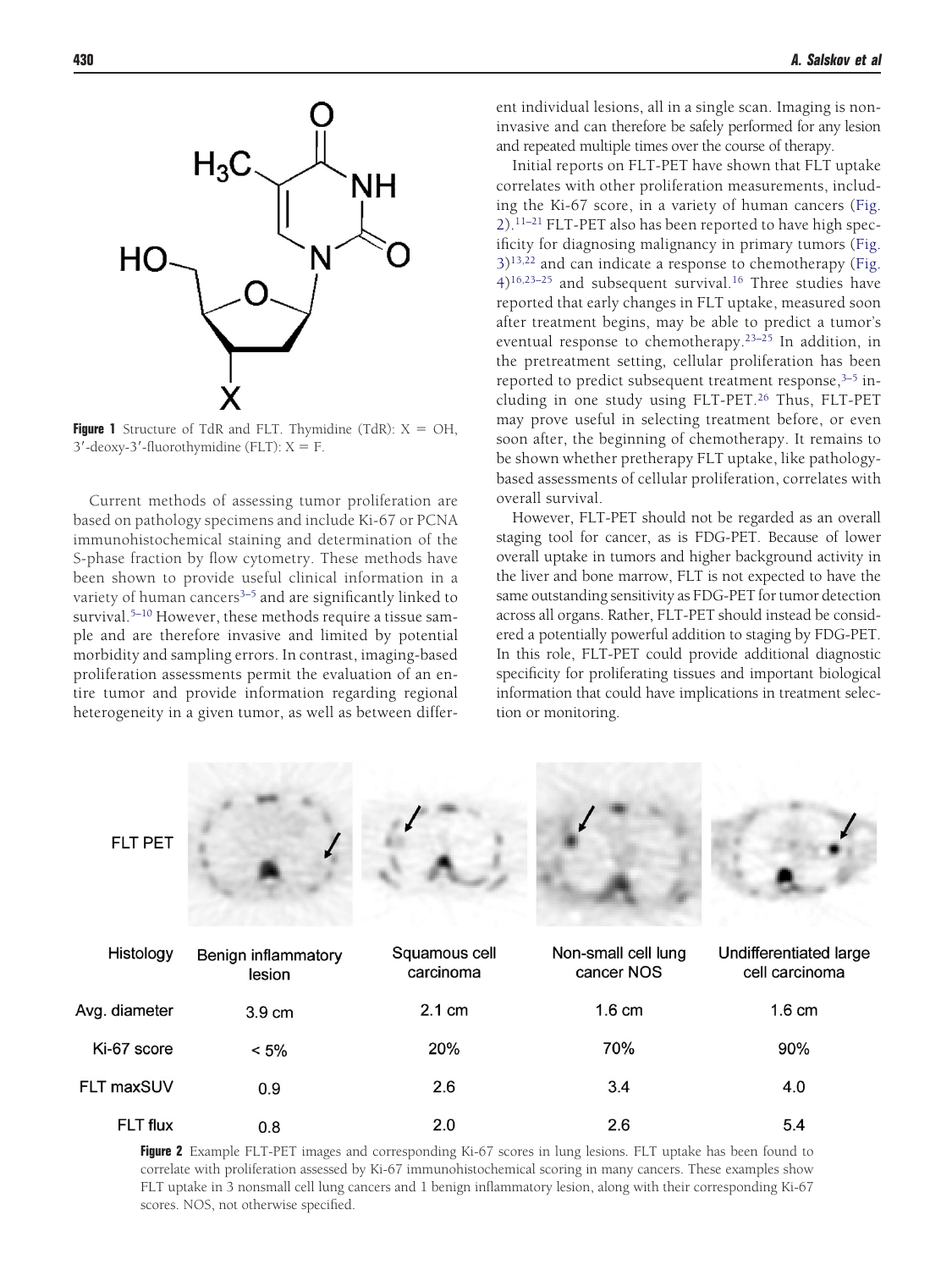**Figure 1** Structure of TdR and FLT. Thymidine (TdR): X = OH, 3′-deoxy-3′-fluorothymidine (FLT): X = F.

Current methods of assessing tumor proliferation are based on pathology specimens and include Ki-67 or PCNA immunohistochemical staining and determination of the S-phase fraction by flow cytometry. These methods have been shown to provide useful clinical information in a variety of human cancers[3–5] and are significantly linked to survival.[5–10] However, these methods require a tissue sample and are therefore invasive and limited by potential morbidity and sampling errors. In contrast, imaging-based proliferation assessments permit the evaluation of an entire tumor and provide information regarding regional heterogeneity in a given tumor, as well as between different individual lesions, all in a single scan. Imaging is noninvasive and can therefore be safely performed for any lesion and repeated multiple times over the course of therapy.

Initial reports on FLT-PET have shown that FLT uptake correlates with other proliferation measurements, including the Ki-67 score, in a variety of human cancers (Fig. 2).[11–21] FLT-PET also has been reported to have high specificity for diagnosing malignancy in primary tumors (Fig. 3)[13,22] and can indicate a response to chemotherapy (Fig. 4)[16,23–25] and subsequent survival.[16] Three studies have reported that early changes in FLT uptake, measured soon after treatment begins, may be able to predict a tumor's eventual response to chemotherapy.[23–25] In addition, in the pretreatment setting, cellular proliferation has been reported to predict subsequent treatment response,[3–5] including in one study using FLT-PET.[26] Thus, FLT-PET may prove useful in selecting treatment before, or even soon after, the beginning of chemotherapy. It remains to be shown whether pretherapy FLT uptake, like pathology-based assessments of cellular proliferation, correlates with overall survival.

However, FLT-PET should not be regarded as an overall staging tool for cancer, as is FDG-PET. Because of lower overall uptake in tumors and higher background activity in the liver and bone marrow, FLT is not expected to have the same outstanding sensitivity as FDG-PET for tumor detection across all organs. Rather, FLT-PET should instead be considered a potentially powerful addition to staging by FDG-PET. In this role, FLT-PET could provide additional diagnostic specificity for proliferating tissues and important biological information that could have implications in treatment selection or monitoring.

| | | | | |
|---|---|---|---|---|
| FLT PET | | | | |
| Histology | Benign inflammatory lesion | Squamous cell carcinoma | Non-small cell lung cancer NOS | Undifferentiated large cell carcinoma |
| Avg. diameter | 3.9 cm | 2.1 cm | 1.6 cm | 1.6 cm |
| Ki-67 score | < 5% | 20% | 70% | 90% |
| FLT maxSUV | 0.9 | 2.6 | 3.4 | 4.0 |
| FLT flux | 0.8 | 2.0 | 2.6 | 5.4 |

**Figure 2** Example FLT-PET images and corresponding Ki-67 scores in lung lesions. FLT uptake has been found to correlate with proliferation assessed by Ki-67 immunohistochemical scoring in many cancers. These examples show FLT uptake in 3 nonsmall cell lung cancers and 1 benign inflammatory lesion, along with their corresponding Ki-67 scores. NOS, not otherwise specified.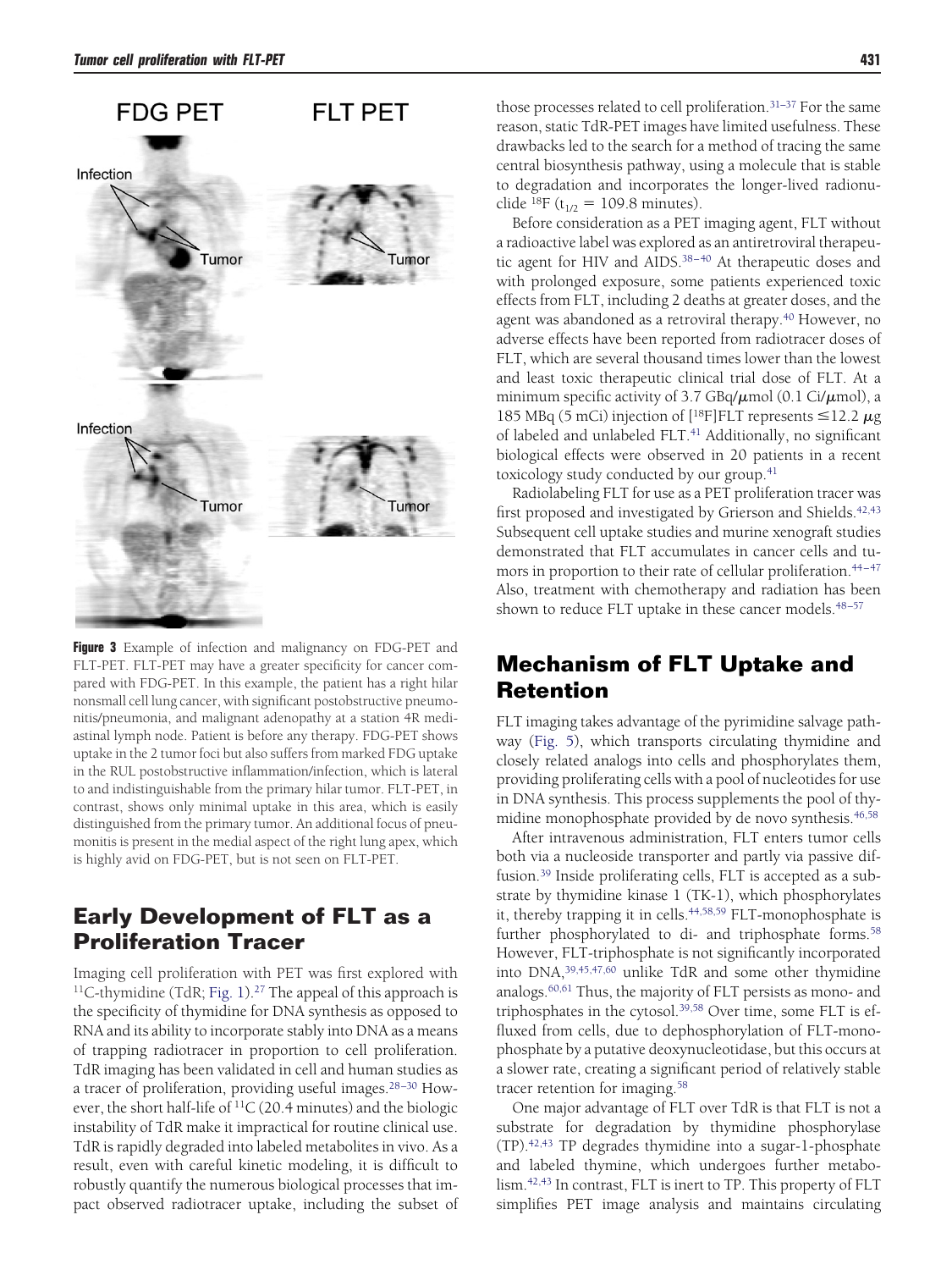**Figure 3** Example of infection and malignancy on FDG-PET and FLT-PET. FLT-PET may have a greater specificity for cancer compared with FDG-PET. In this example, the patient has a right hilar nonsmall cell lung cancer, with significant postobstructive pneumonitis/pneumonia, and malignant adenopathy at a station 4R mediastinal lymph node. Patient is before any therapy. FDG-PET shows uptake in the 2 tumor foci but also suffers from marked FDG uptake in the RUL postobstructive inflammation/infection, which is lateral to and indistinguishable from the primary hilar tumor. FLT-PET, in contrast, shows only minimal uptake in this area, which is easily distinguished from the primary tumor. An additional focus of pneumonitis is present in the medial aspect of the right lung apex, which is highly avid on FDG-PET, but is not seen on FLT-PET.

## Early Development of FLT as a Proliferation Tracer

Imaging cell proliferation with PET was first explored with $^{11}$C-thymidine (TdR; Fig. 1).[27] The appeal of this approach is the specificity of thymidine for DNA synthesis as opposed to RNA and its ability to incorporate stably into DNA as a means of trapping radiotracer in proportion to cell proliferation. TdR imaging has been validated in cell and human studies as a tracer of proliferation, providing useful images.[28–30] However, the short half-life of $^{11}$C (20.4 minutes) and the biologic instability of TdR make it impractical for routine clinical use. TdR is rapidly degraded into labeled metabolites in vivo. As a result, even with careful kinetic modeling, it is difficult to robustly quantify the numerous biological processes that impact observed radiotracer uptake, including the subset of those processes related to cell proliferation.[31–37] For the same reason, static TdR-PET images have limited usefulness. These drawbacks led to the search for a method of tracing the same central biosynthesis pathway, using a molecule that is stable to degradation and incorporates the longer-lived radionuclide $^{18}$F ($t_{1/2}$ = 109.8 minutes).

Before consideration as a PET imaging agent, FLT without a radioactive label was explored as an antiretroviral therapeutic agent for HIV and AIDS.[38–40] At therapeutic doses and with prolonged exposure, some patients experienced toxic effects from FLT, including 2 deaths at greater doses, and the agent was abandoned as a retroviral therapy.[40] However, no adverse effects have been reported from radiotracer doses of FLT, which are several thousand times lower than the lowest and least toxic therapeutic clinical trial dose of FLT. At a minimum specific activity of 3.7 GBq/$\mu$mol (0.1 Ci/$\mu$mol), a 185 MBq (5 mCi) injection of [$^{18}$F]FLT represents $\leq$12.2 $\mu$g of labeled and unlabeled FLT.[41] Additionally, no significant biological effects were observed in 20 patients in a recent toxicology study conducted by our group.[41]

Radiolabeling FLT for use as a PET proliferation tracer was first proposed and investigated by Grierson and Shields.[42,43] Subsequent cell uptake studies and murine xenograft studies demonstrated that FLT accumulates in cancer cells and tumors in proportion to their rate of cellular proliferation.[44–47] Also, treatment with chemotherapy and radiation has been shown to reduce FLT uptake in these cancer models.[48–57]

## Mechanism of FLT Uptake and Retention

FLT imaging takes advantage of the pyrimidine salvage pathway (Fig. 5), which transports circulating thymidine and closely related analogs into cells and phosphorylates them, providing proliferating cells with a pool of nucleotides for use in DNA synthesis. This process supplements the pool of thymidine monophosphate provided by de novo synthesis.[46,58]

After intravenous administration, FLT enters tumor cells both via a nucleoside transporter and partly via passive diffusion.[39] Inside proliferating cells, FLT is accepted as a substrate by thymidine kinase 1 (TK-1), which phosphorylates it, thereby trapping it in cells.[44,58,59] FLT-monophosphate is further phosphorylated to di- and triphosphate forms.[58] However, FLT-triphosphate is not significantly incorporated into DNA,[39,45,47,60] unlike TdR and some other thymidine analogs.[60,61] Thus, the majority of FLT persists as mono- and triphosphates in the cytosol.[39,58] Over time, some FLT is effluxed from cells, due to dephosphorylation of FLT-monophosphate by a putative deoxynucleotidase, but this occurs at a slower rate, creating a significant period of relatively stable tracer retention for imaging.[58]

One major advantage of FLT over TdR is that FLT is not a substrate for degradation by thymidine phosphorylase (TP).[42,43] TP degrades thymidine into a sugar-1-phosphate and labeled thymine, which undergoes further metabolism.[42,43] In contrast, FLT is inert to TP. This property of FLT simplifies PET image analysis and maintains circulating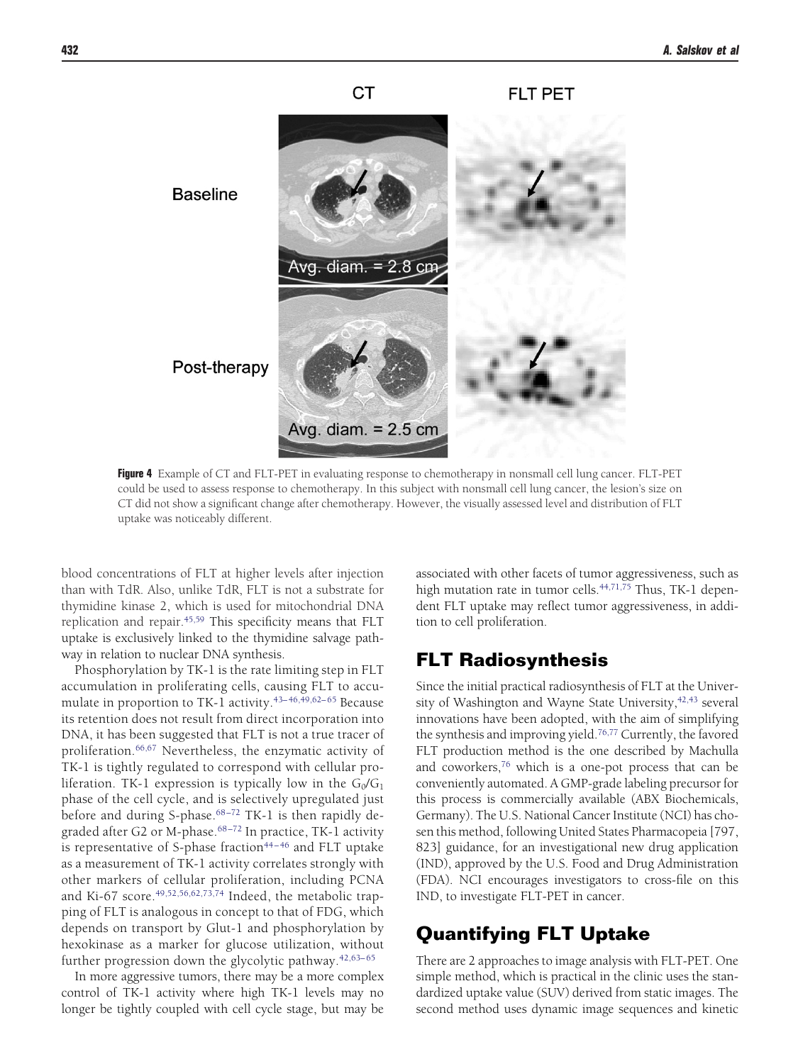**Figure 4** Example of CT and FLT-PET in evaluating response to chemotherapy in nonsmall cell lung cancer. FLT-PET could be used to assess response to chemotherapy. In this subject with nonsmall cell lung cancer, the lesion's size on CT did not show a significant change after chemotherapy. However, the visually assessed level and distribution of FLT uptake was noticeably different.

blood concentrations of FLT at higher levels after injection than with TdR. Also, unlike TdR, FLT is not a substrate for thymidine kinase 2, which is used for mitochondrial DNA replication and repair.[45,59] This specificity means that FLT uptake is exclusively linked to the thymidine salvage pathway in relation to nuclear DNA synthesis.

Phosphorylation by TK-1 is the rate limiting step in FLT accumulation in proliferating cells, causing FLT to accumulate in proportion to TK-1 activity.[43–46,49,62–65] Because its retention does not result from direct incorporation into DNA, it has been suggested that FLT is not a true tracer of proliferation.[66,67] Nevertheless, the enzymatic activity of TK-1 is tightly regulated to correspond with cellular proliferation. TK-1 expression is typically low in the $G_0/G_1$ phase of the cell cycle, and is selectively upregulated just before and during S-phase.[68–72] TK-1 is then rapidly degraded after G2 or M-phase.[68–72] In practice, TK-1 activity is representative of S-phase fraction[44–46] and FLT uptake as a measurement of TK-1 activity correlates strongly with other markers of cellular proliferation, including PCNA and Ki-67 score.[49,52,56,62,73,74] Indeed, the metabolic trapping of FLT is analogous in concept to that of FDG, which depends on transport by Glut-1 and phosphorylation by hexokinase as a marker for glucose utilization, without further progression down the glycolytic pathway.[42,63–65]

In more aggressive tumors, there may be a more complex control of TK-1 activity where high TK-1 levels may no longer be tightly coupled with cell cycle stage, but may be associated with other facets of tumor aggressiveness, such as high mutation rate in tumor cells.[44,71,75] Thus, TK-1 dependent FLT uptake may reflect tumor aggressiveness, in addition to cell proliferation.

## FLT Radiosynthesis

Since the initial practical radiosynthesis of FLT at the University of Washington and Wayne State University,[42,43] several innovations have been adopted, with the aim of simplifying the synthesis and improving yield.[76,77] Currently, the favored FLT production method is the one described by Machulla and coworkers,[76] which is a one-pot process that can be conveniently automated. A GMP-grade labeling precursor for this process is commercially available (ABX Biochemicals, Germany). The U.S. National Cancer Institute (NCI) has chosen this method, following United States Pharmacopeia [797, 823] guidance, for an investigational new drug application (IND), approved by the U.S. Food and Drug Administration (FDA). NCI encourages investigators to cross-file on this IND, to investigate FLT-PET in cancer.

## Quantifying FLT Uptake

There are 2 approaches to image analysis with FLT-PET. One simple method, which is practical in the clinic uses the standardized uptake value (SUV) derived from static images. The second method uses dynamic image sequences and kinetic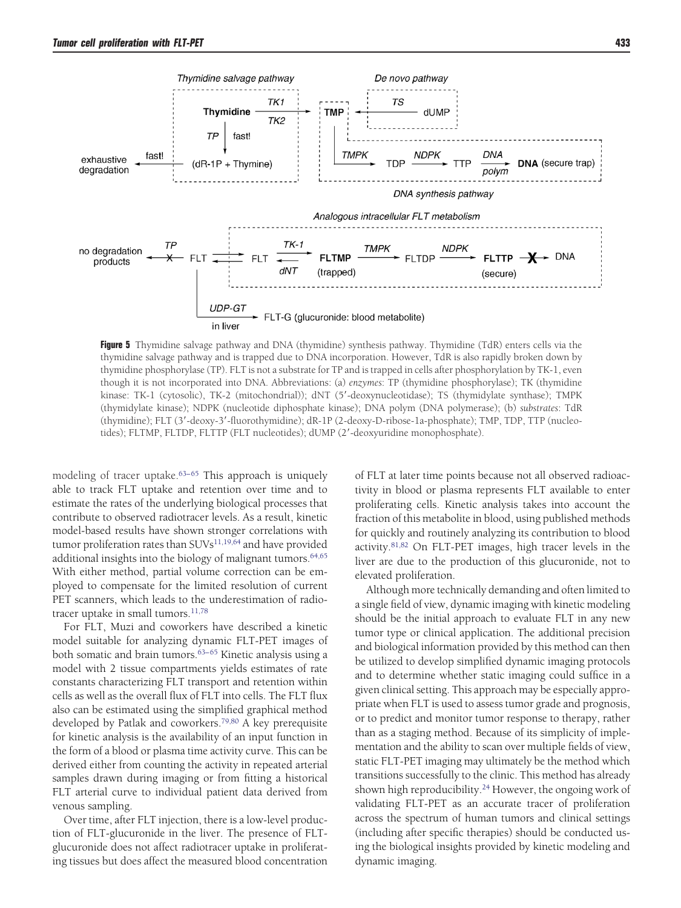Thymidine salvage pathway

De novo pathway

Thymidine

TK1

TK2

TMP

TS

dUMP

TP

fast!

exhaustive degradation

fast!

(dR-1P + Thymine)

TMPK

TDP

NDPK

TTP

DNA polym

DNA (secure trap)

DNA synthesis pathway

Analogous intracellular FLT metabolism

no degradation products

TP

FLT

FLT

TK-1

dNT

FLTMP (trapped)

TMPK

FLTDP

NDPK

FLTTP (secure)

DNA

UDP-GT in liver

FLT-G (glucuronide: blood metabolite)

**Figure 5** Thymidine salvage pathway and DNA (thymidine) synthesis pathway. Thymidine (TdR) enters cells via the thymidine salvage pathway and is trapped due to DNA incorporation. However, TdR is also rapidly broken down by thymidine phosphorylase (TP). FLT is not a substrate for TP and is trapped in cells after phosphorylation by TK-1, even though it is not incorporated into DNA. Abbreviations: (a) *enzymes*: TP (thymidine phosphorylase); TK (thymidine kinase: TK-1 (cytosolic), TK-2 (mitochondrial)); dNT (5′-deoxynucleotidase); TS (thymidylate synthase); TMPK (thymidylate kinase); NDPK (nucleotide diphosphate kinase); DNA polym (DNA polymerase); (b) *substrates*: TdR (thymidine); FLT (3′-deoxy-3′-fluorothymidine); dR-1P (2-deoxy-D-ribose-1a-phosphate); TMP, TDP, TTP (nucleotides); FLTMP, FLTDP, FLTTP (FLT nucleotides); dUMP (2′-deoxyuridine monophosphate).

modeling of tracer uptake.[63–65] This approach is uniquely able to track FLT uptake and retention over time and to estimate the rates of the underlying biological processes that contribute to observed radiotracer levels. As a result, kinetic model-based results have shown stronger correlations with tumor proliferation rates than SUVs[11,19,64] and have provided additional insights into the biology of malignant tumors.[64,65] With either method, partial volume correction can be employed to compensate for the limited resolution of current PET scanners, which leads to the underestimation of radiotracer uptake in small tumors.[11,78]

For FLT, Muzi and coworkers have described a kinetic model suitable for analyzing dynamic FLT-PET images of both somatic and brain tumors.[63–65] Kinetic analysis using a model with 2 tissue compartments yields estimates of rate constants characterizing FLT transport and retention within cells as well as the overall flux of FLT into cells. The FLT flux also can be estimated using the simplified graphical method developed by Patlak and coworkers.[79,80] A key prerequisite for kinetic analysis is the availability of an input function in the form of a blood or plasma time activity curve. This can be derived either from counting the activity in repeated arterial samples drawn during imaging or from fitting a historical FLT arterial curve to individual patient data derived from venous sampling.

Over time, after FLT injection, there is a low-level production of FLT-glucuronide in the liver. The presence of FLT-glucuronide does not affect radiotracer uptake in proliferating tissues but does affect the measured blood concentration of FLT at later time points because not all observed radioactivity in blood or plasma represents FLT available to enter proliferating cells. Kinetic analysis takes into account the fraction of this metabolite in blood, using published methods for quickly and routinely analyzing its contribution to blood activity.[81,82] On FLT-PET images, high tracer levels in the liver are due to the production of this glucuronide, not to elevated proliferation.

Although more technically demanding and often limited to a single field of view, dynamic imaging with kinetic modeling should be the initial approach to evaluate FLT in any new tumor type or clinical application. The additional precision and biological information provided by this method can then be utilized to develop simplified dynamic imaging protocols and to determine whether static imaging could suffice in a given clinical setting. This approach may be especially appropriate when FLT is used to assess tumor grade and prognosis, or to predict and monitor tumor response to therapy, rather than as a staging method. Because of its simplicity of implementation and the ability to scan over multiple fields of view, static FLT-PET imaging may ultimately be the method which transitions successfully to the clinic. This method has already shown high reproducibility.[24] However, the ongoing work of validating FLT-PET as an accurate tracer of proliferation across the spectrum of human tumors and clinical settings (including after specific therapies) should be conducted using the biological insights provided by kinetic modeling and dynamic imaging.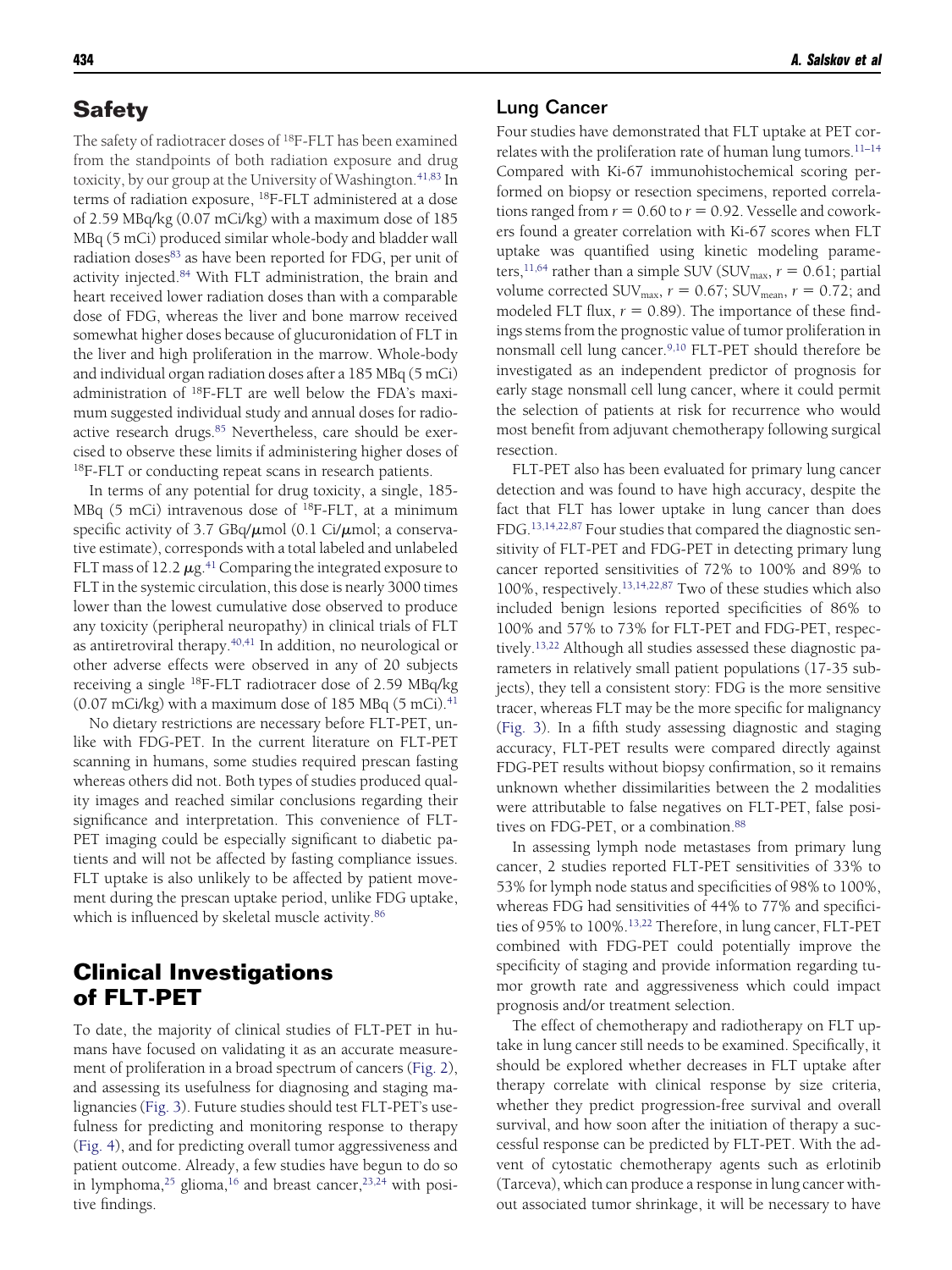## Safety

The safety of radiotracer doses of $^{18}$F-FLT has been examined from the standpoints of both radiation exposure and drug toxicity, by our group at the University of Washington.[41,83] In terms of radiation exposure, $^{18}$F-FLT administered at a dose of 2.59 MBq/kg (0.07 mCi/kg) with a maximum dose of 185 MBq (5 mCi) produced similar whole-body and bladder wall radiation doses[83] as have been reported for FDG, per unit of activity injected.[84] With FLT administration, the brain and heart received lower radiation doses than with a comparable dose of FDG, whereas the liver and bone marrow received somewhat higher doses because of glucuronidation of FLT in the liver and high proliferation in the marrow. Whole-body and individual organ radiation doses after a 185 MBq (5 mCi) administration of $^{18}$F-FLT are well below the FDA's maximum suggested individual study and annual doses for radioactive research drugs.[85] Nevertheless, care should be exercised to observe these limits if administering higher doses of $^{18}$F-FLT or conducting repeat scans in research patients.

In terms of any potential for drug toxicity, a single, 185-MBq (5 mCi) intravenous dose of $^{18}$F-FLT, at a minimum specific activity of 3.7 GBq/$\mu$mol (0.1 Ci/$\mu$mol; a conservative estimate), corresponds with a total labeled and unlabeled FLT mass of 12.2 $\mu$g.[41] Comparing the integrated exposure to FLT in the systemic circulation, this dose is nearly 3000 times lower than the lowest cumulative dose observed to produce any toxicity (peripheral neuropathy) in clinical trials of FLT as antiretroviral therapy.[40,41] In addition, no neurological or other adverse effects were observed in any of 20 subjects receiving a single $^{18}$F-FLT radiotracer dose of 2.59 MBq/kg (0.07 mCi/kg) with a maximum dose of 185 MBq (5 mCi).[41]

No dietary restrictions are necessary before FLT-PET, unlike with FDG-PET. In the current literature on FLT-PET scanning in humans, some studies required prescan fasting whereas others did not. Both types of studies produced quality images and reached similar conclusions regarding their significance and interpretation. This convenience of FLT-PET imaging could be especially significant to diabetic patients and will not be affected by fasting compliance issues. FLT uptake is also unlikely to be affected by patient movement during the prescan uptake period, unlike FDG uptake, which is influenced by skeletal muscle activity.[86]

## Clinical Investigations of FLT-PET

To date, the majority of clinical studies of FLT-PET in humans have focused on validating it as an accurate measurement of proliferation in a broad spectrum of cancers (Fig. 2), and assessing its usefulness for diagnosing and staging malignancies (Fig. 3). Future studies should test FLT-PET's usefulness for predicting and monitoring response to therapy (Fig. 4), and for predicting overall tumor aggressiveness and patient outcome. Already, a few studies have begun to do so in lymphoma,[25] glioma,[16] and breast cancer,[23,24] with positive findings.

### Lung Cancer

Four studies have demonstrated that FLT uptake at PET correlates with the proliferation rate of human lung tumors.[11–14] Compared with Ki-67 immunohistochemical scoring performed on biopsy or resection specimens, reported correlations ranged from $r = 0.60$ to $r = 0.92$. Vesselle and coworkers found a greater correlation with Ki-67 scores when FLT uptake was quantified using kinetic modeling parameters,[11,64] rather than a simple SUV ($SUV_{max}$, $r = 0.61$; partial volume corrected $SUV_{max}$, $r = 0.67$; $SUV_{mean}$, $r = 0.72$; and modeled FLT flux, $r = 0.89$). The importance of these findings stems from the prognostic value of tumor proliferation in nonsmall cell lung cancer.[9,10] FLT-PET should therefore be investigated as an independent predictor of prognosis for early stage nonsmall cell lung cancer, where it could permit the selection of patients at risk for recurrence who would most benefit from adjuvant chemotherapy following surgical resection.

FLT-PET also has been evaluated for primary lung cancer detection and was found to have high accuracy, despite the fact that FLT has lower uptake in lung cancer than does FDG.[13,14,22,87] Four studies that compared the diagnostic sensitivity of FLT-PET and FDG-PET in detecting primary lung cancer reported sensitivities of 72% to 100% and 89% to 100%, respectively.[13,14,22,87] Two of these studies which also included benign lesions reported specificities of 86% to 100% and 57% to 73% for FLT-PET and FDG-PET, respectively.[13,22] Although all studies assessed these diagnostic parameters in relatively small patient populations (17-35 subjects), they tell a consistent story: FDG is the more sensitive tracer, whereas FLT may be the more specific for malignancy (Fig. 3). In a fifth study assessing diagnostic and staging accuracy, FLT-PET results were compared directly against FDG-PET results without biopsy confirmation, so it remains unknown whether dissimilarities between the 2 modalities were attributable to false negatives on FLT-PET, false positives on FDG-PET, or a combination.[88]

In assessing lymph node metastases from primary lung cancer, 2 studies reported FLT-PET sensitivities of 33% to 53% for lymph node status and specificities of 98% to 100%, whereas FDG had sensitivities of 44% to 77% and specificities of 95% to 100%.[13,22] Therefore, in lung cancer, FLT-PET combined with FDG-PET could potentially improve the specificity of staging and provide information regarding tumor growth rate and aggressiveness which could impact prognosis and/or treatment selection.

The effect of chemotherapy and radiotherapy on FLT uptake in lung cancer still needs to be examined. Specifically, it should be explored whether decreases in FLT uptake after therapy correlate with clinical response by size criteria, whether they predict progression-free survival and overall survival, and how soon after the initiation of therapy a successful response can be predicted by FLT-PET. With the advent of cytostatic chemotherapy agents such as erlotinib (Tarceva), which can produce a response in lung cancer without associated tumor shrinkage, it will be necessary to have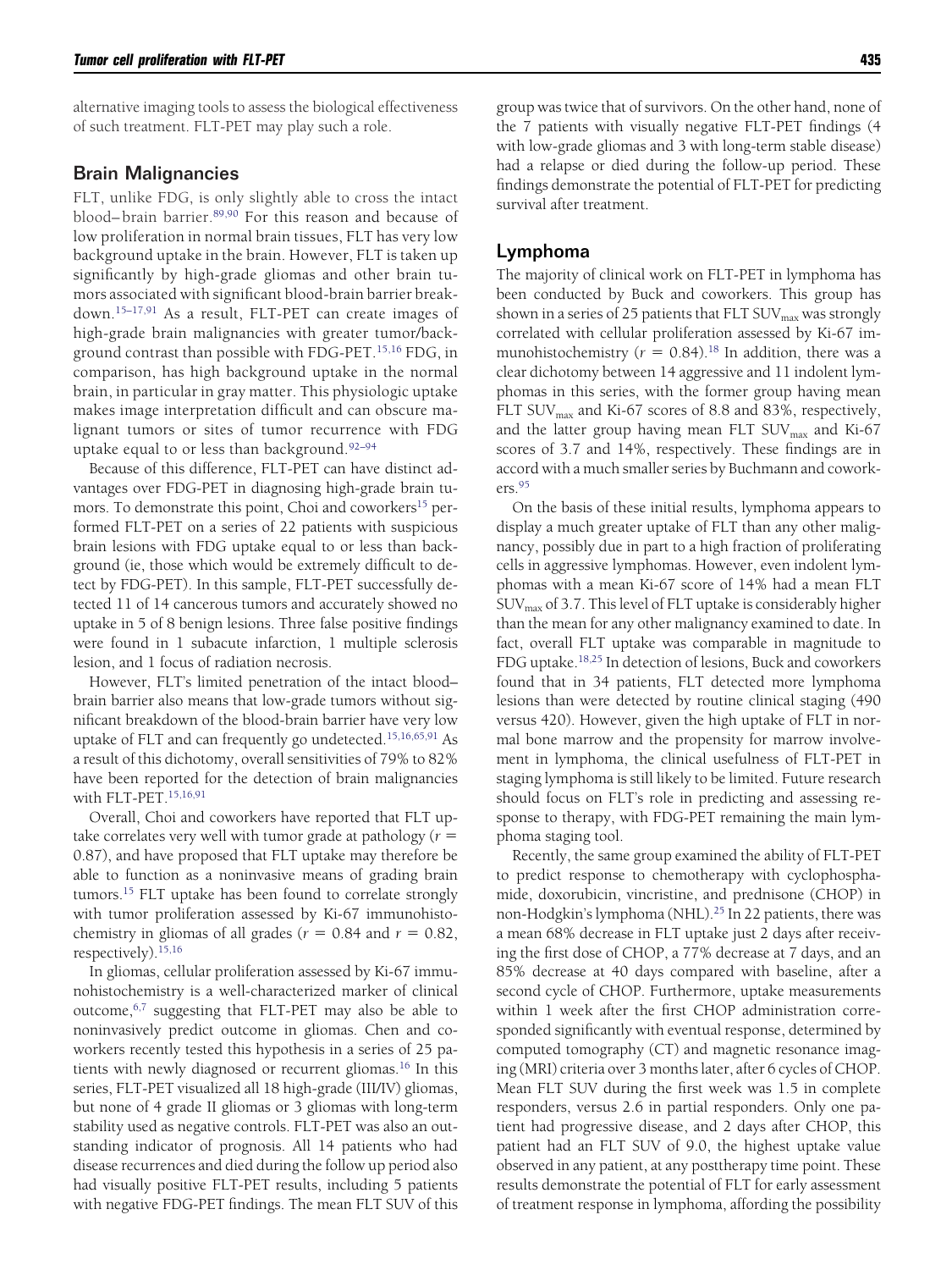alternative imaging tools to assess the biological effectiveness of such treatment. FLT-PET may play such a role.

## Brain Malignancies

FLT, unlike FDG, is only slightly able to cross the intact blood–brain barrier.[89,90] For this reason and because of low proliferation in normal brain tissues, FLT has very low background uptake in the brain. However, FLT is taken up significantly by high-grade gliomas and other brain tumors associated with significant blood-brain barrier breakdown.[15–17,91] As a result, FLT-PET can create images of high-grade brain malignancies with greater tumor/background contrast than possible with FDG-PET.[15,16] FDG, in comparison, has high background uptake in the normal brain, in particular in gray matter. This physiologic uptake makes image interpretation difficult and can obscure malignant tumors or sites of tumor recurrence with FDG uptake equal to or less than background.[92–94]

Because of this difference, FLT-PET can have distinct advantages over FDG-PET in diagnosing high-grade brain tumors. To demonstrate this point, Choi and coworkers[15] performed FLT-PET on a series of 22 patients with suspicious brain lesions with FDG uptake equal to or less than background (ie, those which would be extremely difficult to detect by FDG-PET). In this sample, FLT-PET successfully detected 11 of 14 cancerous tumors and accurately showed no uptake in 5 of 8 benign lesions. Three false positive findings were found in 1 subacute infarction, 1 multiple sclerosis lesion, and 1 focus of radiation necrosis.

However, FLT's limited penetration of the intact blood–brain barrier also means that low-grade tumors without significant breakdown of the blood-brain barrier have very low uptake of FLT and can frequently go undetected.[15,16,65,91] As a result of this dichotomy, overall sensitivities of 79% to 82% have been reported for the detection of brain malignancies with FLT-PET.[15,16,91]

Overall, Choi and coworkers have reported that FLT uptake correlates very well with tumor grade at pathology ($r = 0.87$), and have proposed that FLT uptake may therefore be able to function as a noninvasive means of grading brain tumors.[15] FLT uptake has been found to correlate strongly with tumor proliferation assessed by Ki-67 immunohistochemistry in gliomas of all grades ($r = 0.84$ and $r = 0.82$, respectively).[15,16]

In gliomas, cellular proliferation assessed by Ki-67 immunohistochemistry is a well-characterized marker of clinical outcome,[6,7] suggesting that FLT-PET may also be able to noninvasively predict outcome in gliomas. Chen and coworkers recently tested this hypothesis in a series of 25 patients with newly diagnosed or recurrent gliomas.[16] In this series, FLT-PET visualized all 18 high-grade (III/IV) gliomas, but none of 4 grade II gliomas or 3 gliomas with long-term stability used as negative controls. FLT-PET was also an outstanding indicator of prognosis. All 14 patients who had disease recurrences and died during the follow up period also had visually positive FLT-PET results, including 5 patients with negative FDG-PET findings. The mean FLT SUV of this group was twice that of survivors. On the other hand, none of the 7 patients with visually negative FLT-PET findings (4 with low-grade gliomas and 3 with long-term stable disease) had a relapse or died during the follow-up period. These findings demonstrate the potential of FLT-PET for predicting survival after treatment.

## Lymphoma

The majority of clinical work on FLT-PET in lymphoma has been conducted by Buck and coworkers. This group has shown in a series of 25 patients that FLT $SUV_{max}$ was strongly correlated with cellular proliferation assessed by Ki-67 immunohistochemistry ($r = 0.84$).[18] In addition, there was a clear dichotomy between 14 aggressive and 11 indolent lymphomas in this series, with the former group having mean FLT $SUV_{max}$ and Ki-67 scores of 8.8 and 83%, respectively, and the latter group having mean FLT $SUV_{max}$ and Ki-67 scores of 3.7 and 14%, respectively. These findings are in accord with a much smaller series by Buchmann and coworkers.[95]

On the basis of these initial results, lymphoma appears to display a much greater uptake of FLT than any other malignancy, possibly due in part to a high fraction of proliferating cells in aggressive lymphomas. However, even indolent lymphomas with a mean Ki-67 score of 14% had a mean FLT $SUV_{max}$ of 3.7. This level of FLT uptake is considerably higher than the mean for any other malignancy examined to date. In fact, overall FLT uptake was comparable in magnitude to FDG uptake.[18,25] In detection of lesions, Buck and coworkers found that in 34 patients, FLT detected more lymphoma lesions than were detected by routine clinical staging (490 versus 420). However, given the high uptake of FLT in normal bone marrow and the propensity for marrow involvement in lymphoma, the clinical usefulness of FLT-PET in staging lymphoma is still likely to be limited. Future research should focus on FLT's role in predicting and assessing response to therapy, with FDG-PET remaining the main lymphoma staging tool.

Recently, the same group examined the ability of FLT-PET to predict response to chemotherapy with cyclophosphamide, doxorubicin, vincristine, and prednisone (CHOP) in non-Hodgkin's lymphoma (NHL).[25] In 22 patients, there was a mean 68% decrease in FLT uptake just 2 days after receiving the first dose of CHOP, a 77% decrease at 7 days, and an 85% decrease at 40 days compared with baseline, after a second cycle of CHOP. Furthermore, uptake measurements within 1 week after the first CHOP administration corresponded significantly with eventual response, determined by computed tomography (CT) and magnetic resonance imaging (MRI) criteria over 3 months later, after 6 cycles of CHOP. Mean FLT SUV during the first week was 1.5 in complete responders, versus 2.6 in partial responders. Only one patient had progressive disease, and 2 days after CHOP, this patient had an FLT SUV of 9.0, the highest uptake value observed in any patient, at any posttherapy time point. These results demonstrate the potential of FLT for early assessment of treatment response in lymphoma, affording the possibility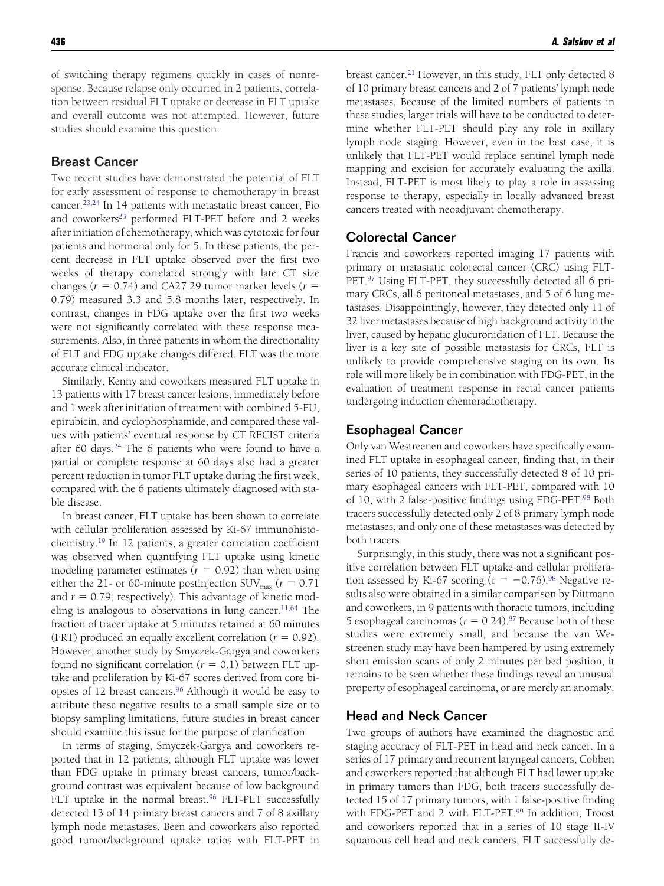of switching therapy regimens quickly in cases of nonresponse. Because relapse only occurred in 2 patients, correlation between residual FLT uptake or decrease in FLT uptake and overall outcome was not attempted. However, future studies should examine this question.

## Breast Cancer

Two recent studies have demonstrated the potential of FLT for early assessment of response to chemotherapy in breast cancer.[23,24] In 14 patients with metastatic breast cancer, Pio and coworkers[23] performed FLT-PET before and 2 weeks after initiation of chemotherapy, which was cytotoxic for four patients and hormonal only for 5. In these patients, the percent decrease in FLT uptake observed over the first two weeks of therapy correlated strongly with late CT size changes ($r = 0.74$) and CA27.29 tumor marker levels ($r = 0.79$) measured 3.3 and 5.8 months later, respectively. In contrast, changes in FDG uptake over the first two weeks were not significantly correlated with these response measurements. Also, in three patients in whom the directionality of FLT and FDG uptake changes differed, FLT was the more accurate clinical indicator.

Similarly, Kenny and coworkers measured FLT uptake in 13 patients with 17 breast cancer lesions, immediately before and 1 week after initiation of treatment with combined 5-FU, epirubicin, and cyclophosphamide, and compared these values with patients' eventual response by CT RECIST criteria after 60 days.[24] The 6 patients who were found to have a partial or complete response at 60 days also had a greater percent reduction in tumor FLT uptake during the first week, compared with the 6 patients ultimately diagnosed with stable disease.

In breast cancer, FLT uptake has been shown to correlate with cellular proliferation assessed by Ki-67 immunohistochemistry.[19] In 12 patients, a greater correlation coefficient was observed when quantifying FLT uptake using kinetic modeling parameter estimates ($r = 0.92$) than when using either the 21- or 60-minute postinjection $SUV_{max}$ ($r = 0.71$ and $r = 0.79$, respectively). This advantage of kinetic modeling is analogous to observations in lung cancer.[11,64] The fraction of tracer uptake at 5 minutes retained at 60 minutes (FRT) produced an equally excellent correlation ($r = 0.92$). However, another study by Smyczek-Gargya and coworkers found no significant correlation ($r = 0.1$) between FLT uptake and proliferation by Ki-67 scores derived from core biopsies of 12 breast cancers.[96] Although it would be easy to attribute these negative results to a small sample size or to biopsy sampling limitations, future studies in breast cancer should examine this issue for the purpose of clarification.

In terms of staging, Smyczek-Gargya and coworkers reported that in 12 patients, although FLT uptake was lower than FDG uptake in primary breast cancers, tumor/background contrast was equivalent because of low background FLT uptake in the normal breast.[96] FLT-PET successfully detected 13 of 14 primary breast cancers and 7 of 8 axillary lymph node metastases. Been and coworkers also reported good tumor/background uptake ratios with FLT-PET in breast cancer.[21] However, in this study, FLT only detected 8 of 10 primary breast cancers and 2 of 7 patients' lymph node metastases. Because of the limited numbers of patients in these studies, larger trials will have to be conducted to determine whether FLT-PET should play any role in axillary lymph node staging. However, even in the best case, it is unlikely that FLT-PET would replace sentinel lymph node mapping and excision for accurately evaluating the axilla. Instead, FLT-PET is most likely to play a role in assessing response to therapy, especially in locally advanced breast cancers treated with neoadjuvant chemotherapy.

## Colorectal Cancer

Francis and coworkers reported imaging 17 patients with primary or metastatic colorectal cancer (CRC) using FLT-PET.[97] Using FLT-PET, they successfully detected all 6 primary CRCs, all 6 peritoneal metastases, and 5 of 6 lung metastases. Disappointingly, however, they detected only 11 of 32 liver metastases because of high background activity in the liver, caused by hepatic glucuronidation of FLT. Because the liver is a key site of possible metastasis for CRCs, FLT is unlikely to provide comprehensive staging on its own. Its role will more likely be in combination with FDG-PET, in the evaluation of treatment response in rectal cancer patients undergoing induction chemoradiotherapy.

## Esophageal Cancer

Only van Westreenen and coworkers have specifically examined FLT uptake in esophageal cancer, finding that, in their series of 10 patients, they successfully detected 8 of 10 primary esophageal cancers with FLT-PET, compared with 10 of 10, with 2 false-positive findings using FDG-PET.[98] Both tracers successfully detected only 2 of 8 primary lymph node metastases, and only one of these metastases was detected by both tracers.

Surprisingly, in this study, there was not a significant positive correlation between FLT uptake and cellular proliferation assessed by Ki-67 scoring ($r = -0.76$).[98] Negative results also were obtained in a similar comparison by Dittmann and coworkers, in 9 patients with thoracic tumors, including 5 esophageal carcinomas ($r = 0.24$).[87] Because both of these studies were extremely small, and because the van Westreenen study may have been hampered by using extremely short emission scans of only 2 minutes per bed position, it remains to be seen whether these findings reveal an unusual property of esophageal carcinoma, or are merely an anomaly.

## Head and Neck Cancer

Two groups of authors have examined the diagnostic and staging accuracy of FLT-PET in head and neck cancer. In a series of 17 primary and recurrent laryngeal cancers, Cobben and coworkers reported that although FLT had lower uptake in primary tumors than FDG, both tracers successfully detected 15 of 17 primary tumors, with 1 false-positive finding with FDG-PET and 2 with FLT-PET.[99] In addition, Troost and coworkers reported that in a series of 10 stage II-IV squamous cell head and neck cancers, FLT successfully de-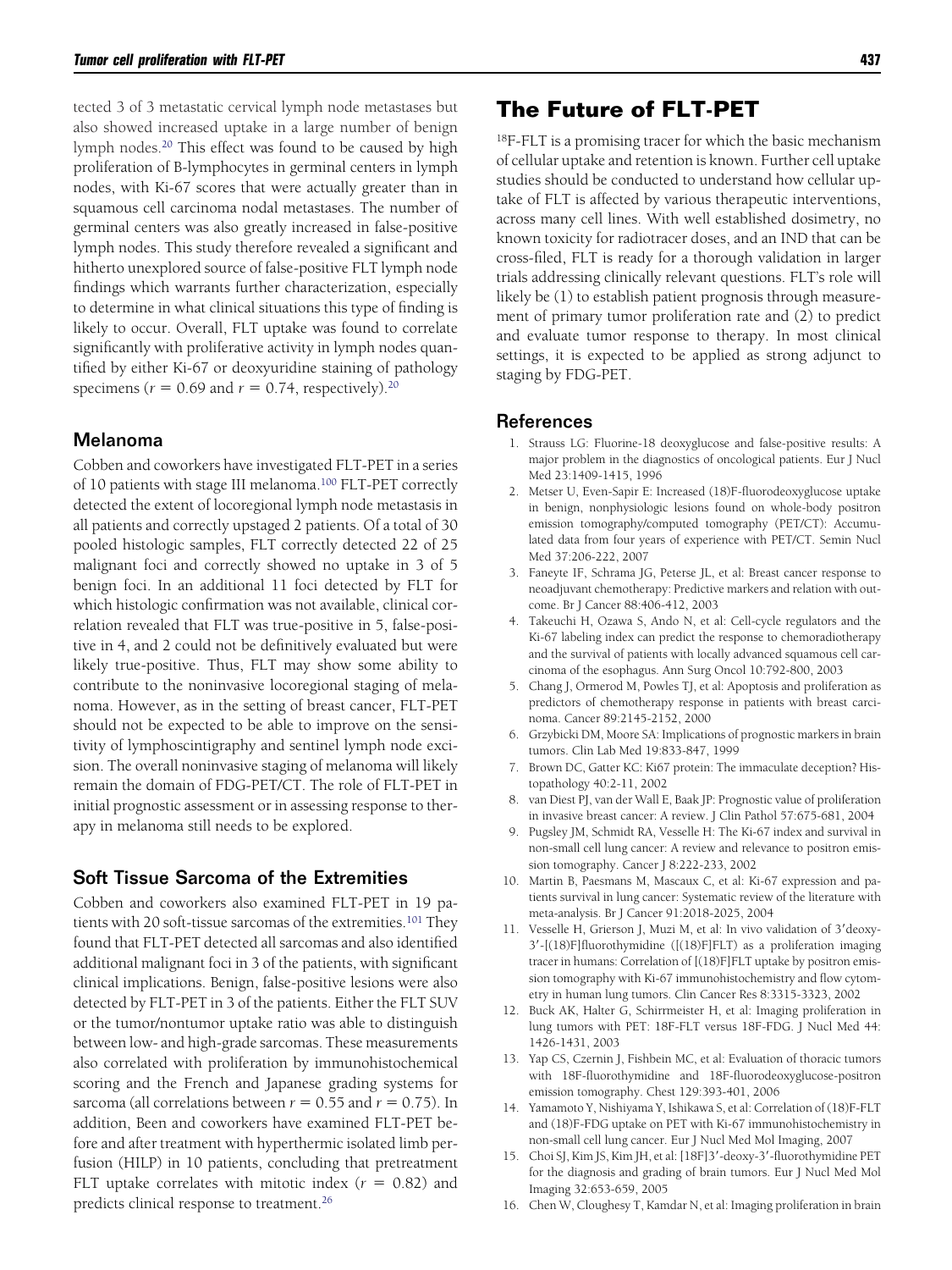tected 3 of 3 metastatic cervical lymph node metastases but also showed increased uptake in a large number of benign lymph nodes.[20] This effect was found to be caused by high proliferation of B-lymphocytes in germinal centers in lymph nodes, with Ki-67 scores that were actually greater than in squamous cell carcinoma nodal metastases. The number of germinal centers was also greatly increased in false-positive lymph nodes. This study therefore revealed a significant and hitherto unexplored source of false-positive FLT lymph node findings which warrants further characterization, especially to determine in what clinical situations this type of finding is likely to occur. Overall, FLT uptake was found to correlate significantly with proliferative activity in lymph nodes quantified by either Ki-67 or deoxyuridine staining of pathology specimens ($r = 0.69$ and $r = 0.74$, respectively).[20]

### Melanoma

Cobben and coworkers have investigated FLT-PET in a series of 10 patients with stage III melanoma.[100] FLT-PET correctly detected the extent of locoregional lymph node metastasis in all patients and correctly upstaged 2 patients. Of a total of 30 pooled histologic samples, FLT correctly detected 22 of 25 malignant foci and correctly showed no uptake in 3 of 5 benign foci. In an additional 11 foci detected by FLT for which histologic confirmation was not available, clinical correlation revealed that FLT was true-positive in 5, false-positive in 4, and 2 could not be definitively evaluated but were likely true-positive. Thus, FLT may show some ability to contribute to the noninvasive locoregional staging of melanoma. However, as in the setting of breast cancer, FLT-PET should not be expected to be able to improve on the sensitivity of lymphoscintigraphy and sentinel lymph node excision. The overall noninvasive staging of melanoma will likely remain the domain of FDG-PET/CT. The role of FLT-PET in initial prognostic assessment or in assessing response to therapy in melanoma still needs to be explored.

### Soft Tissue Sarcoma of the Extremities

Cobben and coworkers also examined FLT-PET in 19 patients with 20 soft-tissue sarcomas of the extremities.[101] They found that FLT-PET detected all sarcomas and also identified additional malignant foci in 3 of the patients, with significant clinical implications. Benign, false-positive lesions were also detected by FLT-PET in 3 of the patients. Either the FLT SUV or the tumor/nontumor uptake ratio was able to distinguish between low- and high-grade sarcomas. These measurements also correlated with proliferation by immunohistochemical scoring and the French and Japanese grading systems for sarcoma (all correlations between $r = 0.55$ and $r = 0.75$). In addition, Been and coworkers have examined FLT-PET before and after treatment with hyperthermic isolated limb perfusion (HILP) in 10 patients, concluding that pretreatment FLT uptake correlates with mitotic index ($r = 0.82$) and predicts clinical response to treatment.[26]

## The Future of FLT-PET

$^{18}$F-FLT is a promising tracer for which the basic mechanism of cellular uptake and retention is known. Further cell uptake studies should be conducted to understand how cellular uptake of FLT is affected by various therapeutic interventions, across many cell lines. With well established dosimetry, no known toxicity for radiotracer doses, and an IND that can be cross-filed, FLT is ready for a thorough validation in larger trials addressing clinically relevant questions. FLT's role will likely be (1) to establish patient prognosis through measurement of primary tumor proliferation rate and (2) to predict and evaluate tumor response to therapy. In most clinical settings, it is expected to be applied as strong adjunct to staging by FDG-PET.

### References

1. Strauss LG: Fluorine-18 deoxyglucose and false-positive results: A major problem in the diagnostics of oncological patients. Eur J Nucl Med 23:1409-1415, 1996
2. Metser U, Even-Sapir E: Increased (18)F-fluorodeoxyglucose uptake in benign, nonphysiologic lesions found on whole-body positron emission tomography/computed tomography (PET/CT): Accumulated data from four years of experience with PET/CT. Semin Nucl Med 37:206-222, 2007
3. Faneyte IF, Schrama JG, Peterse JL, et al: Breast cancer response to neoadjuvant chemotherapy: Predictive markers and relation with outcome. Br J Cancer 88:406-412, 2003
4. Takeuchi H, Ozawa S, Ando N, et al: Cell-cycle regulators and the Ki-67 labeling index can predict the response to chemoradiotherapy and the survival of patients with locally advanced squamous cell carcinoma of the esophagus. Ann Surg Oncol 10:792-800, 2003
5. Chang J, Ormerod M, Powles TJ, et al: Apoptosis and proliferation as predictors of chemotherapy response in patients with breast carcinoma. Cancer 89:2145-2152, 2000
6. Grzybicki DM, Moore SA: Implications of prognostic markers in brain tumors. Clin Lab Med 19:833-847, 1999
7. Brown DC, Gatter KC: Ki67 protein: The immaculate deception? Histopathology 40:2-11, 2002
8. van Diest PJ, van der Wall E, Baak JP: Prognostic value of proliferation in invasive breast cancer: A review. J Clin Pathol 57:675-681, 2004
9. Pugsley JM, Schmidt RA, Vesselle H: The Ki-67 index and survival in non-small cell lung cancer: A review and relevance to positron emission tomography. Cancer J 8:222-233, 2002
10. Martin B, Paesmans M, Mascaux C, et al: Ki-67 expression and patients survival in lung cancer: Systematic review of the literature with meta-analysis. Br J Cancer 91:2018-2025, 2004
11. Vesselle H, Grierson J, Muzi M, et al: In vivo validation of 3′deoxy-3′-[(18)F]fluorothymidine ([(18)F]FLT) as a proliferation imaging tracer in humans: Correlation of [(18)F]FLT uptake by positron emission tomography with Ki-67 immunohistochemistry and flow cytometry in human lung tumors. Clin Cancer Res 8:3315-3323, 2002
12. Buck AK, Halter G, Schirrmeister H, et al: Imaging proliferation in lung tumors with PET: 18F-FLT versus 18F-FDG. J Nucl Med 44: 1426-1431, 2003
13. Yap CS, Czernin J, Fishbein MC, et al: Evaluation of thoracic tumors with 18F-fluorothymidine and 18F-fluorodeoxyglucose-positron emission tomography. Chest 129:393-401, 2006
14. Yamamoto Y, Nishiyama Y, Ishikawa S, et al: Correlation of (18)F-FLT and (18)F-FDG uptake on PET with Ki-67 immunohistochemistry in non-small cell lung cancer. Eur J Nucl Med Mol Imaging, 2007
15. Choi SJ, Kim JS, Kim JH, et al: [18F]3′-deoxy-3′-fluorothymidine PET for the diagnosis and grading of brain tumors. Eur J Nucl Med Mol Imaging 32:653-659, 2005
16. Chen W, Cloughesy T, Kamdar N, et al: Imaging proliferation in brain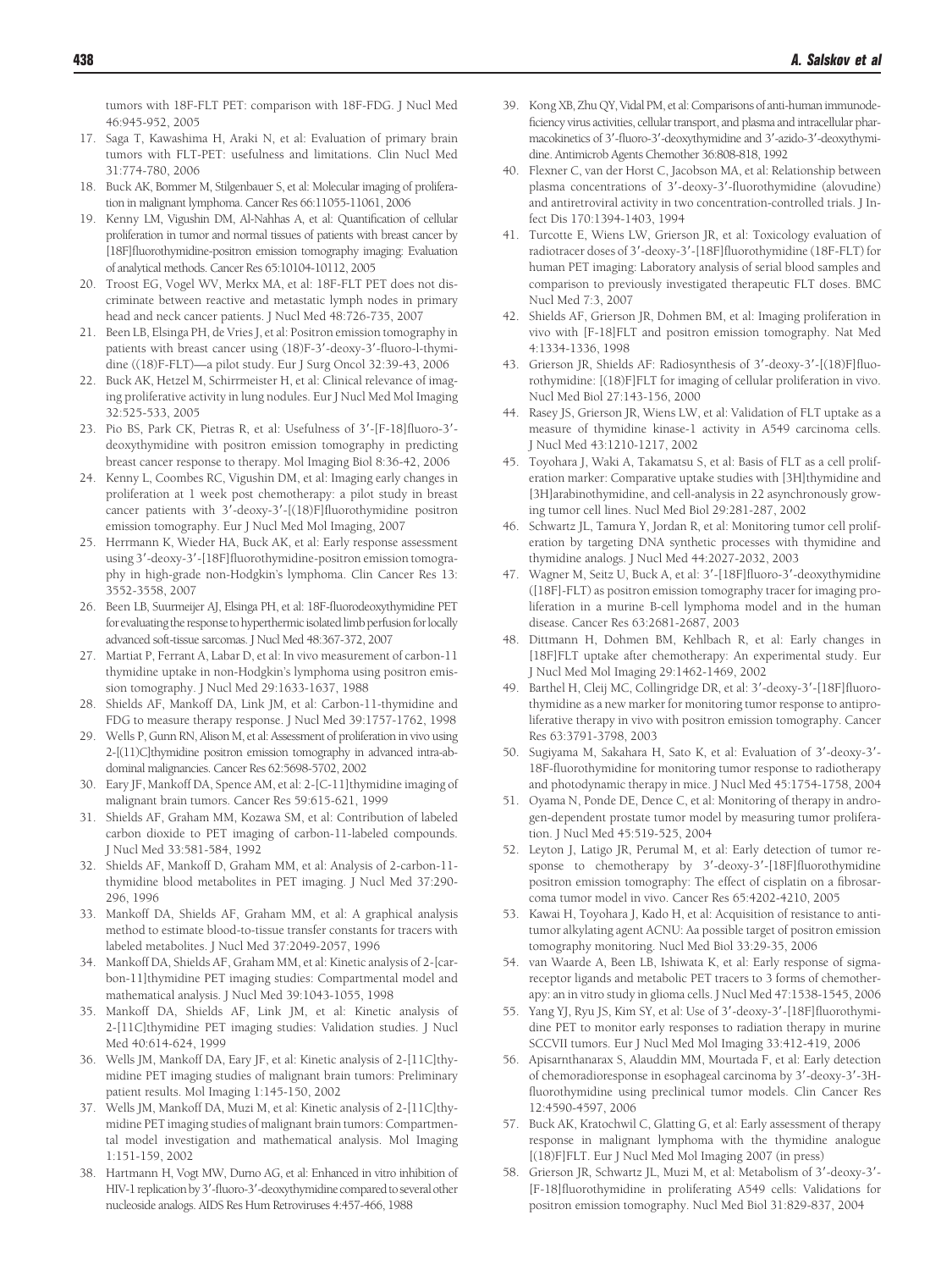tumors with 18F-FLT PET: comparison with 18F-FDG. J Nucl Med 46:945-952, 2005

17. Saga T, Kawashima H, Araki N, et al: Evaluation of primary brain tumors with FLT-PET: usefulness and limitations. Clin Nucl Med 31:774-780, 2006
18. Buck AK, Bommer M, Stilgenbauer S, et al: Molecular imaging of proliferation in malignant lymphoma. Cancer Res 66:11055-11061, 2006
19. Kenny LM, Vigushin DM, Al-Nahhas A, et al: Quantification of cellular proliferation in tumor and normal tissues of patients with breast cancer by [18F]fluorothymidine-positron emission tomography imaging: Evaluation of analytical methods. Cancer Res 65:10104-10112, 2005
20. Troost EG, Vogel WV, Merkx MA, et al: 18F-FLT PET does not discriminate between reactive and metastatic lymph nodes in primary head and neck cancer patients. J Nucl Med 48:726-735, 2007
21. Been LB, Elsinga PH, de Vries J, et al: Positron emission tomography in patients with breast cancer using (18)F-3′-deoxy-3′-fluoro-l-thymidine ((18)F-FLT)—a pilot study. Eur J Surg Oncol 32:39-43, 2006
22. Buck AK, Hetzel M, Schirrmeister H, et al: Clinical relevance of imaging proliferative activity in lung nodules. Eur J Nucl Med Mol Imaging 32:525-533, 2005
23. Pio BS, Park CK, Pietras R, et al: Usefulness of 3′-[F-18]fluoro-3′-deoxythymidine with positron emission tomography in predicting breast cancer response to therapy. Mol Imaging Biol 8:36-42, 2006
24. Kenny L, Coombes RC, Vigushin DM, et al: Imaging early changes in proliferation at 1 week post chemotherapy: a pilot study in breast cancer patients with 3′-deoxy-3′-[(18)F]fluorothymidine positron emission tomography. Eur J Nucl Med Mol Imaging, 2007
25. Herrmann K, Wieder HA, Buck AK, et al: Early response assessment using 3′-deoxy-3′-[18F]fluorothymidine-positron emission tomography in high-grade non-Hodgkin's lymphoma. Clin Cancer Res 13: 3552-3558, 2007
26. Been LB, Suurmeijer AJ, Elsinga PH, et al: 18F-fluorodeoxythymidine PET for evaluating the response to hyperthermic isolated limb perfusion for locally advanced soft-tissue sarcomas. J Nucl Med 48:367-372, 2007
27. Martiat P, Ferrant A, Labar D, et al: In vivo measurement of carbon-11 thymidine uptake in non-Hodgkin's lymphoma using positron emission tomography. J Nucl Med 29:1633-1637, 1988
28. Shields AF, Mankoff DA, Link JM, et al: Carbon-11-thymidine and FDG to measure therapy response. J Nucl Med 39:1757-1762, 1998
29. Wells P, Gunn RN, Alison M, et al: Assessment of proliferation in vivo using 2-[(11)C]thymidine positron emission tomography in advanced intra-abdominal malignancies. Cancer Res 62:5698-5702, 2002
30. Eary JF, Mankoff DA, Spence AM, et al: 2-[C-11]thymidine imaging of malignant brain tumors. Cancer Res 59:615-621, 1999
31. Shields AF, Graham MM, Kozawa SM, et al: Contribution of labeled carbon dioxide to PET imaging of carbon-11-labeled compounds. J Nucl Med 33:581-584, 1992
32. Shields AF, Mankoff D, Graham MM, et al: Analysis of 2-carbon-11-thymidine blood metabolites in PET imaging. J Nucl Med 37:290-296, 1996
33. Mankoff DA, Shields AF, Graham MM, et al: A graphical analysis method to estimate blood-to-tissue transfer constants for tracers with labeled metabolites. J Nucl Med 37:2049-2057, 1996
34. Mankoff DA, Shields AF, Graham MM, et al: Kinetic analysis of 2-[carbon-11]thymidine PET imaging studies: Compartmental model and mathematical analysis. J Nucl Med 39:1043-1055, 1998
35. Mankoff DA, Shields AF, Link JM, et al: Kinetic analysis of 2-[11C]thymidine PET imaging studies: Validation studies. J Nucl Med 40:614-624, 1999
36. Wells JM, Mankoff DA, Eary JF, et al: Kinetic analysis of 2-[11C]thymidine PET imaging studies of malignant brain tumors: Preliminary patient results. Mol Imaging 1:145-150, 2002
37. Wells JM, Mankoff DA, Muzi M, et al: Kinetic analysis of 2-[11C]thymidine PET imaging studies of malignant brain tumors: Compartmental model investigation and mathematical analysis. Mol Imaging 1:151-159, 2002
38. Hartmann H, Vogt MW, Durno AG, et al: Enhanced in vitro inhibition of HIV-1 replication by 3′-fluoro-3′-deoxythymidine compared to several other nucleoside analogs. AIDS Res Hum Retroviruses 4:457-466, 1988
39. Kong XB, Zhu QY, Vidal PM, et al: Comparisons of anti-human immunodeficiency virus activities, cellular transport, and plasma and intracellular pharmacokinetics of 3′-fluoro-3′-deoxythymidine and 3′-azido-3′-deoxythymidine. Antimicrob Agents Chemother 36:808-818, 1992
40. Flexner C, van der Horst C, Jacobson MA, et al: Relationship between plasma concentrations of 3′-deoxy-3′-fluorothymidine (alovudine) and antiretroviral activity in two concentration-controlled trials. J Infect Dis 170:1394-1403, 1994
41. Turcotte E, Wiens LW, Grierson JR, et al: Toxicology evaluation of radiotracer doses of 3′-deoxy-3′-[18F]fluorothymidine (18F-FLT) for human PET imaging: Laboratory analysis of serial blood samples and comparison to previously investigated therapeutic FLT doses. BMC Nucl Med 7:3, 2007
42. Shields AF, Grierson JR, Dohmen BM, et al: Imaging proliferation in vivo with [F-18]FLT and positron emission tomography. Nat Med 4:1334-1336, 1998
43. Grierson JR, Shields AF: Radiosynthesis of 3′-deoxy-3′-[(18)F]fluorothymidine: [(18)F]FLT for imaging of cellular proliferation in vivo. Nucl Med Biol 27:143-156, 2000
44. Rasey JS, Grierson JR, Wiens LW, et al: Validation of FLT uptake as a measure of thymidine kinase-1 activity in A549 carcinoma cells. J Nucl Med 43:1210-1217, 2002
45. Toyohara J, Waki A, Takamatsu S, et al: Basis of FLT as a cell proliferation marker: Comparative uptake studies with [3H]thymidine and [3H]arabinothymidine, and cell-analysis in 22 asynchronously growing tumor cell lines. Nucl Med Biol 29:281-287, 2002
46. Schwartz JL, Tamura Y, Jordan R, et al: Monitoring tumor cell proliferation by targeting DNA synthetic processes with thymidine and thymidine analogs. J Nucl Med 44:2027-2032, 2003
47. Wagner M, Seitz U, Buck A, et al: 3′-[18F]fluoro-3′-deoxythymidine ([18F]-FLT) as positron emission tomography tracer for imaging proliferation in a murine B-cell lymphoma model and in the human disease. Cancer Res 63:2681-2687, 2003
48. Dittmann H, Dohmen BM, Kehlbach R, et al: Early changes in [18F]FLT uptake after chemotherapy: An experimental study. Eur J Nucl Med Mol Imaging 29:1462-1469, 2002
49. Barthel H, Cleij MC, Collingridge DR, et al: 3′-deoxy-3′-[18F]fluorothymidine as a new marker for monitoring tumor response to antiproliferative therapy in vivo with positron emission tomography. Cancer Res 63:3791-3798, 2003
50. Sugiyama M, Sakahara H, Sato K, et al: Evaluation of 3′-deoxy-3′-18F-fluorothymidine for monitoring tumor response to radiotherapy and photodynamic therapy in mice. J Nucl Med 45:1754-1758, 2004
51. Oyama N, Ponde DE, Dence C, et al: Monitoring of therapy in androgen-dependent prostate tumor model by measuring tumor proliferation. J Nucl Med 45:519-525, 2004
52. Leyton J, Latigo JR, Perumal M, et al: Early detection of tumor response to chemotherapy by 3′-deoxy-3′-[18F]fluorothymidine positron emission tomography: The effect of cisplatin on a fibrosarcoma tumor model in vivo. Cancer Res 65:4202-4210, 2005
53. Kawai H, Toyohara J, Kado H, et al: Acquisition of resistance to antitumor alkylating agent ACNU: Aa possible target of positron emission tomography monitoring. Nucl Med Biol 33:29-35, 2006
54. van Waarde A, Been LB, Ishiwata K, et al: Early response of sigma-receptor ligands and metabolic PET tracers to 3 forms of chemotherapy: an in vitro study in glioma cells. J Nucl Med 47:1538-1545, 2006
55. Yang YJ, Ryu JS, Kim SY, et al: Use of 3′-deoxy-3′-[18F]fluorothymidine PET to monitor early responses to radiation therapy in murine SCCVII tumors. Eur J Nucl Med Mol Imaging 33:412-419, 2006
56. Apisarnthanarax S, Alauddin MM, Mourtada F, et al: Early detection of chemoradioresponse in esophageal carcinoma by 3′-deoxy-3′-3H-fluorothymidine using preclinical tumor models. Clin Cancer Res 12:4590-4597, 2006
57. Buck AK, Kratochwil C, Glatting G, et al: Early assessment of therapy response in malignant lymphoma with the thymidine analogue [(18)F]FLT. Eur J Nucl Med Mol Imaging 2007 (in press)
58. Grierson JR, Schwartz JL, Muzi M, et al: Metabolism of 3′-deoxy-3′-[F-18]fluorothymidine in proliferating A549 cells: Validations for positron emission tomography. Nucl Med Biol 31:829-837, 2004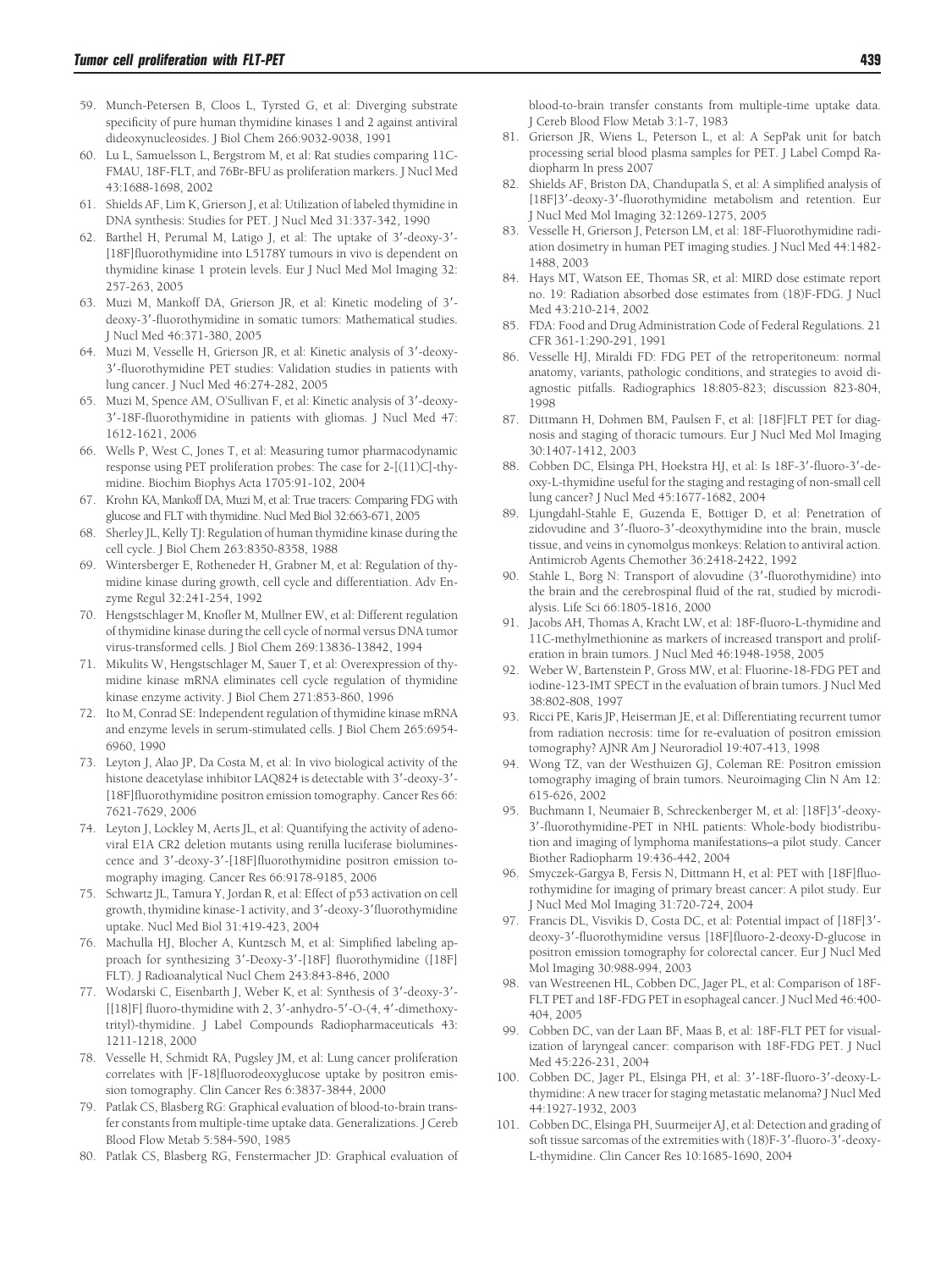59. Munch-Petersen B, Cloos L, Tyrsted G, et al: Diverging substrate specificity of pure human thymidine kinases 1 and 2 against antiviral dideoxynucleosides. J Biol Chem 266:9032-9038, 1991
60. Lu L, Samuelsson L, Bergstrom M, et al: Rat studies comparing 11C-FMAU, 18F-FLT, and 76Br-BFU as proliferation markers. J Nucl Med 43:1688-1698, 2002
61. Shields AF, Lim K, Grierson J, et al: Utilization of labeled thymidine in DNA synthesis: Studies for PET. J Nucl Med 31:337-342, 1990
62. Barthel H, Perumal M, Latigo J, et al: The uptake of 3′-deoxy-3′-[18F]fluorothymidine into L5178Y tumours in vivo is dependent on thymidine kinase 1 protein levels. Eur J Nucl Med Mol Imaging 32: 257-263, 2005
63. Muzi M, Mankoff DA, Grierson JR, et al: Kinetic modeling of 3′-deoxy-3′-fluorothymidine in somatic tumors: Mathematical studies. J Nucl Med 46:371-380, 2005
64. Muzi M, Vesselle H, Grierson JR, et al: Kinetic analysis of 3′-deoxy-3′-fluorothymidine PET studies: Validation studies in patients with lung cancer. J Nucl Med 46:274-282, 2005
65. Muzi M, Spence AM, O'Sullivan F, et al: Kinetic analysis of 3′-deoxy-3′-18F-fluorothymidine in patients with gliomas. J Nucl Med 47: 1612-1621, 2006
66. Wells P, West C, Jones T, et al: Measuring tumor pharmacodynamic response using PET proliferation probes: The case for 2-[(11)C]-thymidine. Biochim Biophys Acta 1705:91-102, 2004
67. Krohn KA, Mankoff DA, Muzi M, et al: True tracers: Comparing FDG with glucose and FLT with thymidine. Nucl Med Biol 32:663-671, 2005
68. Sherley JL, Kelly TJ: Regulation of human thymidine kinase during the cell cycle. J Biol Chem 263:8350-8358, 1988
69. Wintersberger E, Rotheneder H, Grabner M, et al: Regulation of thymidine kinase during growth, cell cycle and differentiation. Adv Enzyme Regul 32:241-254, 1992
70. Hengstschlager M, Knofler M, Mullner EW, et al: Different regulation of thymidine kinase during the cell cycle of normal versus DNA tumor virus-transformed cells. J Biol Chem 269:13836-13842, 1994
71. Mikulits W, Hengstschlager M, Sauer T, et al: Overexpression of thymidine kinase mRNA eliminates cell cycle regulation of thymidine kinase enzyme activity. J Biol Chem 271:853-860, 1996
72. Ito M, Conrad SE: Independent regulation of thymidine kinase mRNA and enzyme levels in serum-stimulated cells. J Biol Chem 265:6954-6960, 1990
73. Leyton J, Alao JP, Da Costa M, et al: In vivo biological activity of the histone deacetylase inhibitor LAQ824 is detectable with 3′-deoxy-3′-[18F]fluorothymidine positron emission tomography. Cancer Res 66: 7621-7629, 2006
74. Leyton J, Lockley M, Aerts JL, et al: Quantifying the activity of adenoviral E1A CR2 deletion mutants using renilla luciferase bioluminescence and 3′-deoxy-3′-[18F]fluorothymidine positron emission tomography imaging. Cancer Res 66:9178-9185, 2006
75. Schwartz JL, Tamura Y, Jordan R, et al: Effect of p53 activation on cell growth, thymidine kinase-1 activity, and 3′-deoxy-3′fluorothymidine uptake. Nucl Med Biol 31:419-423, 2004
76. Machulla HJ, Blocher A, Kuntzsch M, et al: Simplified labeling approach for synthesizing 3′-Deoxy-3′-[18F] fluorothymidine ([18F] FLT). J Radioanalytical Nucl Chem 243:843-846, 2000
77. Wodarski C, Eisenbarth J, Weber K, et al: Synthesis of 3′-deoxy-3′-[[18]F] fluoro-thymidine with 2, 3′-anhydro-5′-O-(4, 4′-dimethoxytrityl)-thymidine. J Label Compounds Radiopharmaceuticals 43: 1211-1218, 2000
78. Vesselle H, Schmidt RA, Pugsley JM, et al: Lung cancer proliferation correlates with [F-18]fluorodeoxyglucose uptake by positron emission tomography. Clin Cancer Res 6:3837-3844, 2000
79. Patlak CS, Blasberg RG: Graphical evaluation of blood-to-brain transfer constants from multiple-time uptake data. Generalizations. J Cereb Blood Flow Metab 5:584-590, 1985
80. Patlak CS, Blasberg RG, Fenstermacher JD: Graphical evaluation of blood-to-brain transfer constants from multiple-time uptake data. J Cereb Blood Flow Metab 3:1-7, 1983
81. Grierson JR, Wiens L, Peterson L, et al: A SepPak unit for batch processing serial blood plasma samples for PET. J Label Compd Radiopharm In press 2007
82. Shields AF, Briston DA, Chandupatla S, et al: A simplified analysis of [18F]3′-deoxy-3′-fluorothymidine metabolism and retention. Eur J Nucl Med Mol Imaging 32:1269-1275, 2005
83. Vesselle H, Grierson J, Peterson LM, et al: 18F-Fluorothymidine radiation dosimetry in human PET imaging studies. J Nucl Med 44:1482-1488, 2003
84. Hays MT, Watson EE, Thomas SR, et al: MIRD dose estimate report no. 19: Radiation absorbed dose estimates from (18)F-FDG. J Nucl Med 43:210-214, 2002
85. FDA: Food and Drug Administration Code of Federal Regulations. 21 CFR 361-1:290-291, 1991
86. Vesselle HJ, Miraldi FD: FDG PET of the retroperitoneum: normal anatomy, variants, pathologic conditions, and strategies to avoid diagnostic pitfalls. Radiographics 18:805-823; discussion 823-804, 1998
87. Dittmann H, Dohmen BM, Paulsen F, et al: [18F]FLT PET for diagnosis and staging of thoracic tumours. Eur J Nucl Med Mol Imaging 30:1407-1412, 2003
88. Cobben DC, Elsinga PH, Hoekstra HJ, et al: Is 18F-3′-fluoro-3′-deoxy-L-thymidine useful for the staging and restaging of non-small cell lung cancer? J Nucl Med 45:1677-1682, 2004
89. Ljungdahl-Stahle E, Guzenda E, Bottiger D, et al: Penetration of zidovudine and 3′-fluoro-3′-deoxythymidine into the brain, muscle tissue, and veins in cynomolgus monkeys: Relation to antiviral action. Antimicrob Agents Chemother 36:2418-2422, 1992
90. Stahle L, Borg N: Transport of alovudine (3′-fluorothymidine) into the brain and the cerebrospinal fluid of the rat, studied by microdialysis. Life Sci 66:1805-1816, 2000
91. Jacobs AH, Thomas A, Kracht LW, et al: 18F-fluoro-L-thymidine and 11C-methylmethionine as markers of increased transport and proliferation in brain tumors. J Nucl Med 46:1948-1958, 2005
92. Weber W, Bartenstein P, Gross MW, et al: Fluorine-18-FDG PET and iodine-123-IMT SPECT in the evaluation of brain tumors. J Nucl Med 38:802-808, 1997
93. Ricci PE, Karis JP, Heiserman JE, et al: Differentiating recurrent tumor from radiation necrosis: time for re-evaluation of positron emission tomography? AJNR Am J Neuroradiol 19:407-413, 1998
94. Wong TZ, van der Westhuizen GJ, Coleman RE: Positron emission tomography imaging of brain tumors. Neuroimaging Clin N Am 12: 615-626, 2002
95. Buchmann I, Neumaier B, Schreckenberger M, et al: [18F]3′-deoxy-3′-fluorothymidine-PET in NHL patients: Whole-body biodistribution and imaging of lymphoma manifestations–a pilot study. Cancer Biother Radiopharm 19:436-442, 2004
96. Smyczek-Gargya B, Fersis N, Dittmann H, et al: PET with [18F]fluorothymidine for imaging of primary breast cancer: A pilot study. Eur J Nucl Med Mol Imaging 31:720-724, 2004
97. Francis DL, Visvikis D, Costa DC, et al: Potential impact of [18F]3′-deoxy-3′-fluorothymidine versus [18F]fluoro-2-deoxy-D-glucose in positron emission tomography for colorectal cancer. Eur J Nucl Med Mol Imaging 30:988-994, 2003
98. van Westreenen HL, Cobben DC, Jager PL, et al: Comparison of 18F-FLT PET and 18F-FDG PET in esophageal cancer. J Nucl Med 46:400-404, 2005
99. Cobben DC, van der Laan BF, Maas B, et al: 18F-FLT PET for visualization of laryngeal cancer: comparison with 18F-FDG PET. J Nucl Med 45:226-231, 2004
100. Cobben DC, Jager PL, Elsinga PH, et al: 3′-18F-fluoro-3′-deoxy-L-thymidine: A new tracer for staging metastatic melanoma? J Nucl Med 44:1927-1932, 2003
101. Cobben DC, Elsinga PH, Suurmeijer AJ, et al: Detection and grading of soft tissue sarcomas of the extremities with (18)F-3′-fluoro-3′-deoxy-L-thymidine. Clin Cancer Res 10:1685-1690, 2004